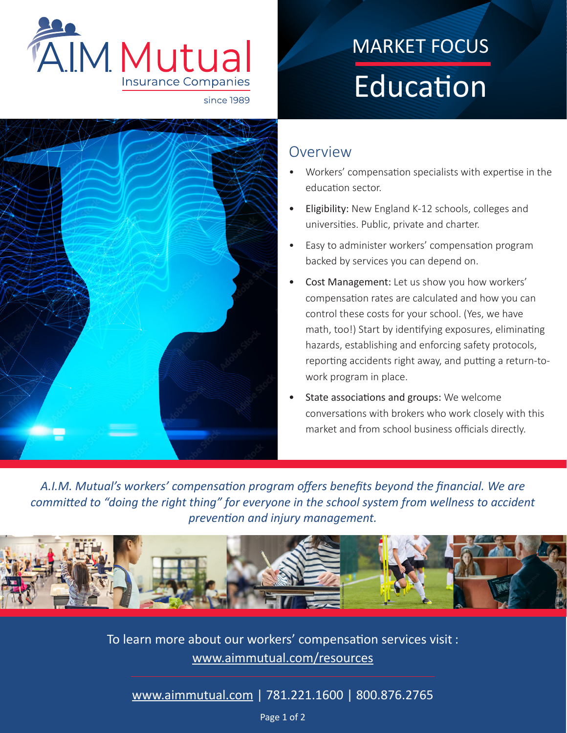A.I.M Mutual Insurance Companies since 1989

# MARKET FOCUS

# Education

## Overview

- Workers' compensation specialists with expertise in the education sector.
- **Eligibility:** New England K-12 schools, colleges and universities. Public, private and charter.
- Easy to administer workers' compensation program backed by services you can depend on.
- **Cost Management:** Let us show you how workers' compensation rates are calculated and how you can control these costs for your school. (Yes, we have math, too!) Start by identifying exposures, eliminating hazards, establishing and enforcing safety protocols, reporting accidents right away, and putting a return-to-work program in place.
- **State associations and groups:** We welcome conversations with brokers who work closely with this market and from school business officials directly.

*A.I.M. Mutual's workers' compensation program offers benefits beyond the financial. We are committed to "doing the right thing" for everyone in the school system from wellness to accident prevention and injury management.*

To learn more about our workers' compensation services visit : www.aimmutual.com/resources

www.aimmutual.com | 781.221.1600 | 800.876.2765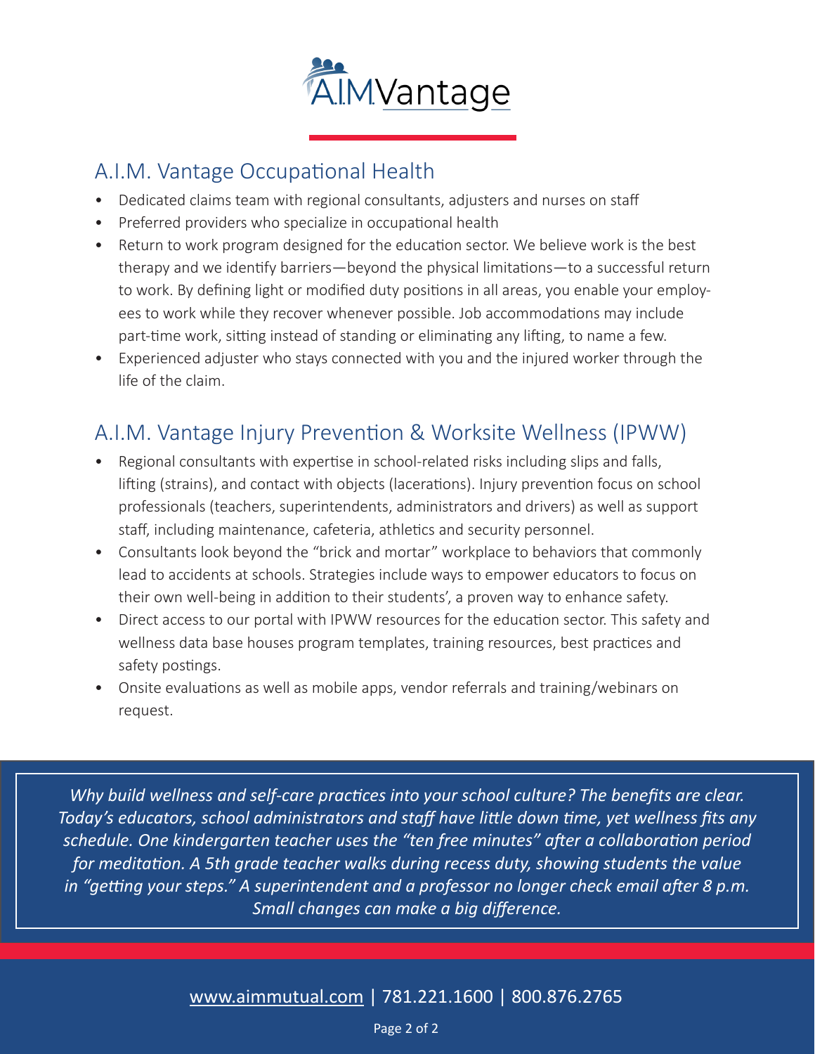AIMVantage

## A.I.M. Vantage Occupational Health

- Dedicated claims team with regional consultants, adjusters and nurses on staff
- Preferred providers who specialize in occupational health
- Return to work program designed for the education sector. We believe work is the best therapy and we identify barriers—beyond the physical limitations—to a successful return to work. By defining light or modified duty positions in all areas, you enable your employees to work while they recover whenever possible. Job accommodations may include part-time work, sitting instead of standing or eliminating any lifting, to name a few.
- Experienced adjuster who stays connected with you and the injured worker through the life of the claim.

## A.I.M. Vantage Injury Prevention & Worksite Wellness (IPWW)

- Regional consultants with expertise in school-related risks including slips and falls, lifting (strains), and contact with objects (lacerations). Injury prevention focus on school professionals (teachers, superintendents, administrators and drivers) as well as support staff, including maintenance, cafeteria, athletics and security personnel.
- Consultants look beyond the “brick and mortar” workplace to behaviors that commonly lead to accidents at schools. Strategies include ways to empower educators to focus on their own well-being in addition to their students’, a proven way to enhance safety.
- Direct access to our portal with IPWW resources for the education sector. This safety and wellness data base houses program templates, training resources, best practices and safety postings.
- Onsite evaluations as well as mobile apps, vendor referrals and training/webinars on request.

*Why build wellness and self-care practices into your school culture? The benefits are clear. Today’s educators, school administrators and staff have little down time, yet wellness fits any schedule. One kindergarten teacher uses the “ten free minutes” after a collaboration period for meditation. A 5th grade teacher walks during recess duty, showing students the value in “getting your steps.” A superintendent and a professor no longer check email after 8 p.m. Small changes can make a big difference.*

www.aimmutual.com | 781.221.1600 | 800.876.2765